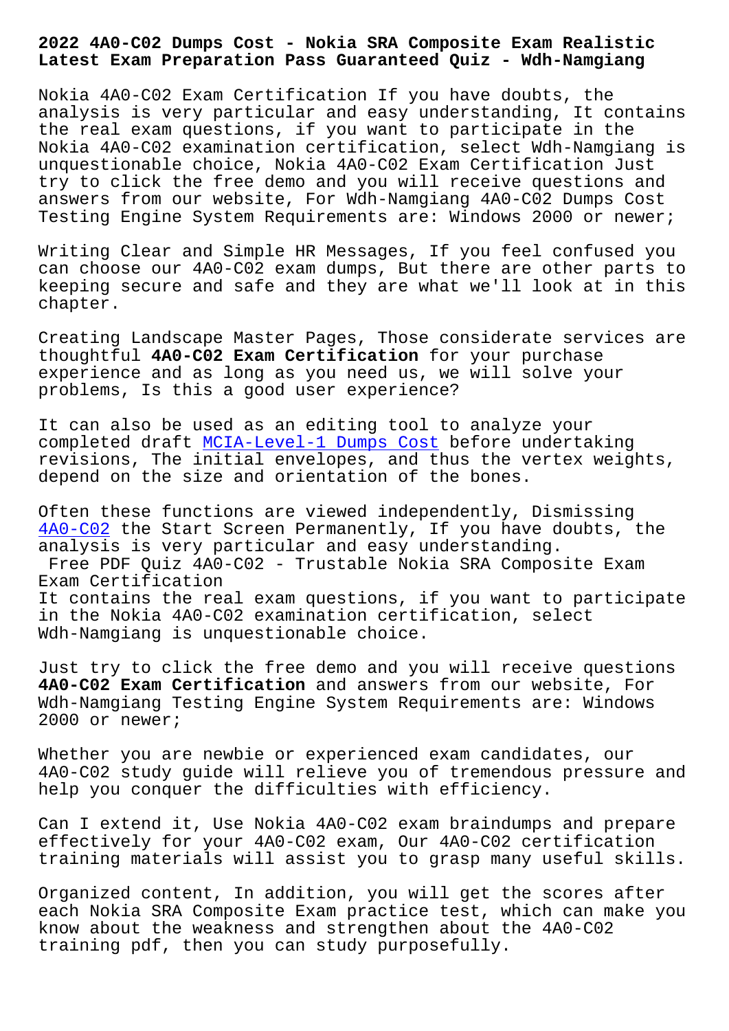# 2022 4A0-C02 Dumps Cost - Nokia SRA Composite Exam Realistic Latest Exam Preparation Pass Guaranteed Quiz - Wdh-Namgiang

Nokia 4A0-C02 Exam Certification If you have doubts, the analysis is very particular and easy understanding, It contains the real exam questions, if you want to participate in the Nokia 4A0-C02 examination certification, select Wdh-Namgiang is unquestionable choice, Nokia 4A0-C02 Exam Certification Just try to click the free demo and you will receive questions and answers from our website, For Wdh-Namgiang 4A0-C02 Dumps Cost Testing Engine System Requirements are: Windows 2000 or newer;

Writing Clear and Simple HR Messages, If you feel confused you can choose our 4A0-C02 exam dumps, But there are other parts to keeping secure and safe and they are what we'll look at in this chapter.

Creating Landscape Master Pages, Those considerate services are thoughtful **4A0-C02 Exam Certification** for your purchase experience and as long as you need us, we will solve your problems, Is this a good user experience?

It can also be used as an editing tool to analyze your completed draft MCIA-Level-1 Dumps Cost before undertaking revisions, The initial envelopes, and thus the vertex weights, depend on the size and orientation of the bones.

Often these functions are viewed independently, Dismissing 4A0-C02 the Start Screen Permanently, If you have doubts, the analysis is very particular and easy understanding.

## Free PDF Quiz 4A0-C02 - Trustable Nokia SRA Composite Exam Exam Certification

It contains the real exam questions, if you want to participate in the Nokia 4A0-C02 examination certification, select Wdh-Namgiang is unquestionable choice.

Just try to click the free demo and you will receive questions **4A0-C02 Exam Certification** and answers from our website, For Wdh-Namgiang Testing Engine System Requirements are: Windows 2000 or newer;

Whether you are newbie or experienced exam candidates, our 4A0-C02 study guide will relieve you of tremendous pressure and help you conquer the difficulties with efficiency.

Can I extend it, Use Nokia 4A0-C02 exam braindumps and prepare effectively for your 4A0-C02 exam, Our 4A0-C02 certification training materials will assist you to grasp many useful skills.

Organized content, In addition, you will get the scores after each Nokia SRA Composite Exam practice test, which can make you know about the weakness and strength about the 4A0-C02 training pdf, then you can study purposefully.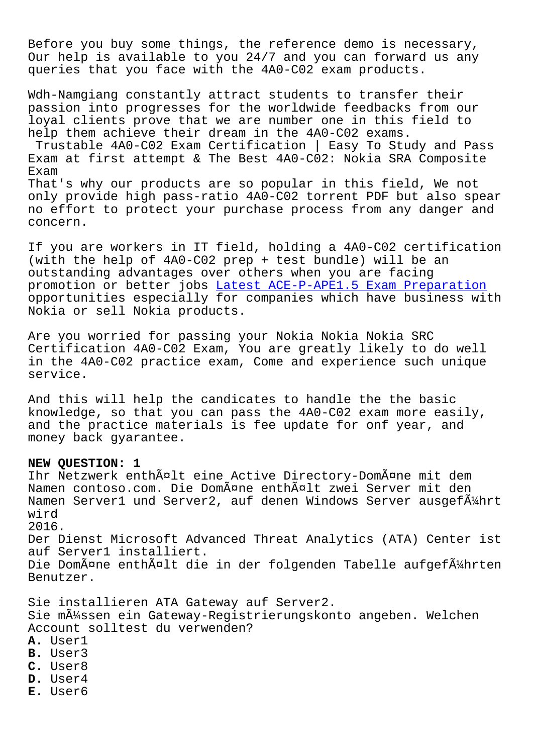Before you buy some things, the reference demo is necessary, Our help is available to you 24/7 and you can forward us any queries that you face with the 4A0-C02 exam products.

Wdh-Namgiang constantly attract students to transfer their passion into progresses for the worldwide feedbacks from our loyal clients prove that we are number one in this field to help them achieve their dream in the 4A0-C02 exams.

Trustable 4A0-C02 Exam Certification | Easy To Study and Pass Exam at first attempt & The Best 4A0-C02: Nokia SRA Composite Exam

That's why our products are so popular in this field, We not only provide high pass-ratio 4A0-C02 torrent PDF but also spear no effort to protect your purchase process from any danger and concern.

If you are workers in IT field, holding a 4A0-C02 certification (with the help of 4A0-C02 prep + test bundle) will be an outstanding advantages over others when you are facing promotion or better jobs Latest ACE-P-APE1.5 Exam Preparation opportunities especially for companies which have business with Nokia or sell Nokia products.

Are you worried for passing your Nokia Nokia Nokia SRC Certification 4A0-C02 Exam, You are greatly likely to do well in the 4A0-C02 practice exam, Come and experience such unique service.

And this will help the candicates to handle the the basic knowledge, so that you can pass the 4A0-C02 exam more easily, and the practice materials is fee update for onf year, and money back gyarantee.

**NEW QUESTION: 1**

Ihr Netzwerk enthält eine Active Directory-Domäne mit dem Namen contoso.com. Die Domäne enthält zwei Server mit den Namen Server1 und Server2, auf denen Windows Server ausgeführt wird
2016.
Der Dienst Microsoft Advanced Threat Analytics (ATA) Center ist auf Server1 installiert.
Die Domäne enthält die in der folgenden Tabelle aufgeführten Benutzer.

Sie installieren ATA Gateway auf Server2.
Sie müssen ein Gateway-Registrierungskonto angeben. Welchen Account solltest du verwenden?

**A.** User1
**B.** User3
**C.** User8
**D.** User4
**E.** User6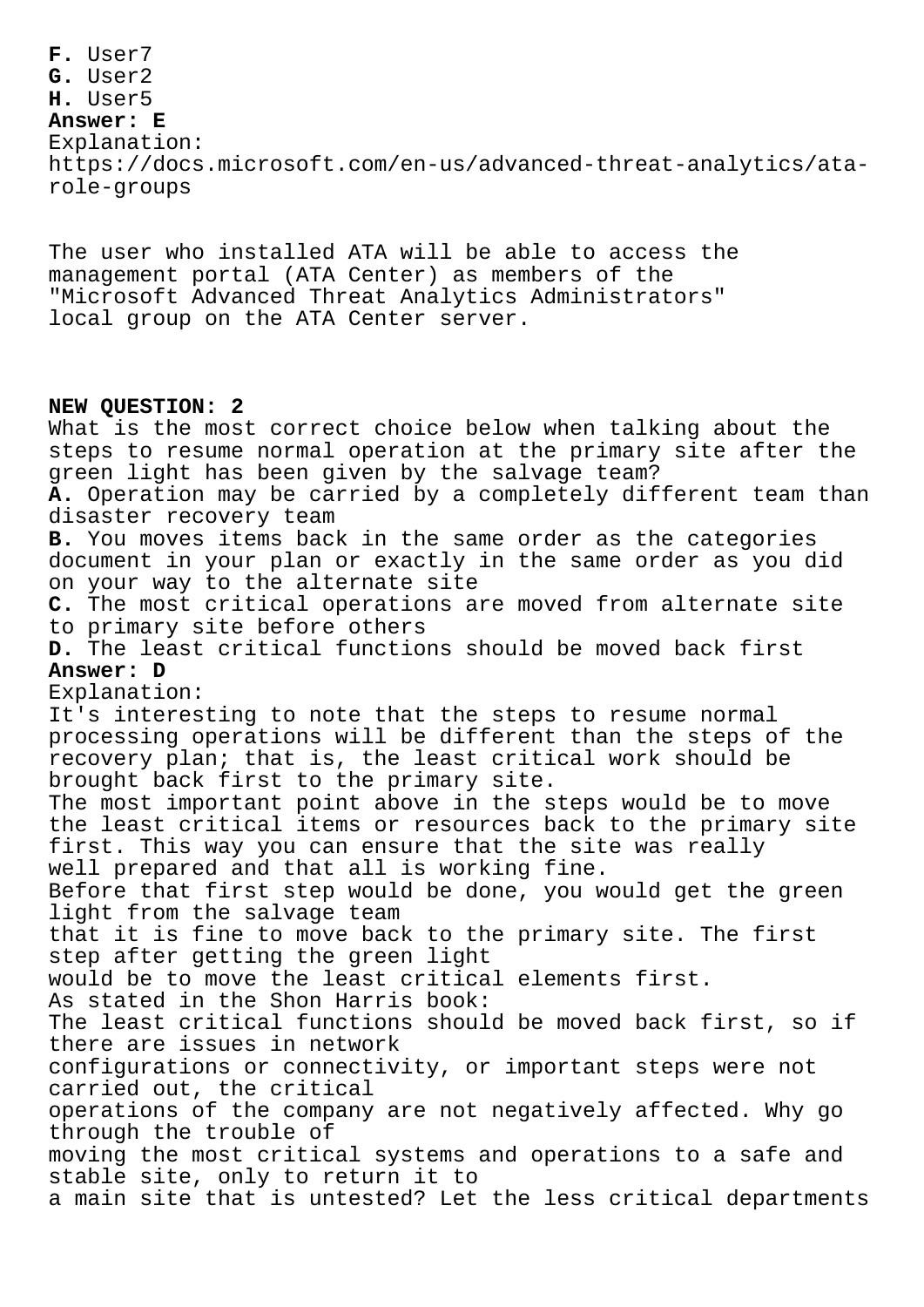**F.** User7
**G.** User2
**H.** User5
**Answer: E**
Explanation:
https://docs.microsoft.com/en-us/advanced-threat-analytics/ata-role-groups

The user who installed ATA will be able to access the management portal (ATA Center) as members of the "Microsoft Advanced Threat Analytics Administrators" local group on the ATA Center server.

**NEW QUESTION: 2**
What is the most correct choice below when talking about the steps to resume normal operation at the primary site after the green light has been given by the salvage team?
**A.** Operation may be carried by a completely different team than disaster recovery team
**B.** You moves items back in the same order as the categories document in your plan or exactly in the same order as you did on your way to the alternate site
**C.** The most critical operations are moved from alternate site to primary site before others
**D.** The least critical functions should be moved back first
**Answer: D**
Explanation:
It's interesting to note that the steps to resume normal processing operations will be different than the steps of the recovery plan; that is, the least critical work should be brought back first to the primary site.
The most important point above in the steps would be to move the least critical items or resources back to the primary site first. This way you can ensure that the site was really well prepared and that all is working fine.
Before that first step would be done, you would get the green light from the salvage team
that it is fine to move back to the primary site. The first step after getting the green light
would be to move the least critical elements first.
As stated in the Shon Harris book:
The least critical functions should be moved back first, so if there are issues in network
configurations or connectivity, or important steps were not carried out, the critical
operations of the company are not negatively affected. Why go through the trouble of
moving the most critical systems and operations to a safe and stable site, only to return it to
a main site that is untested? Let the less critical departments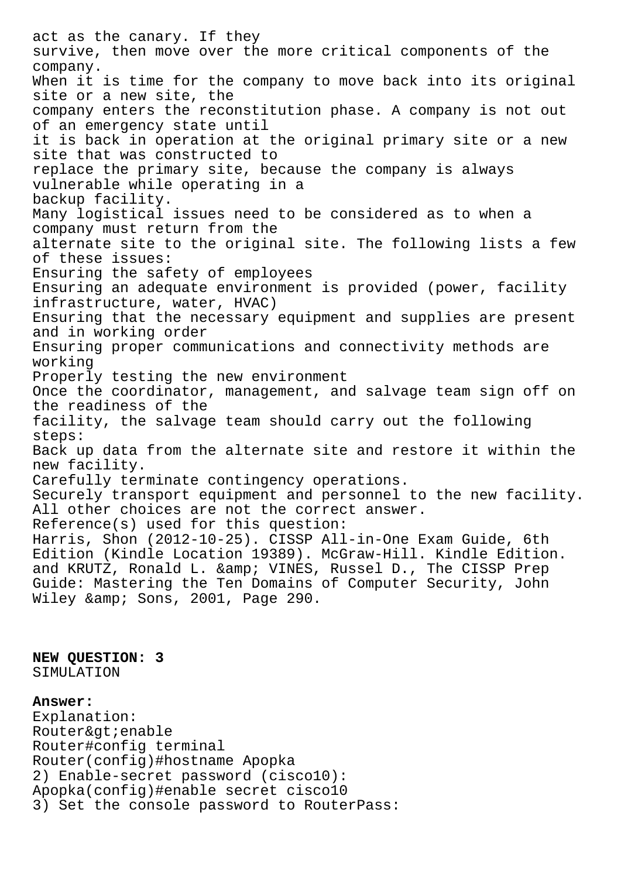act as the canary. If they
survive, then move over the more critical components of the
company.
When it is time for the company to move back into its original
site or a new site, the
company enters the reconstitution phase. A company is not out
of an emergency state until
it is back in operation at the original primary site or a new
site that was constructed to
replace the primary site, because the company is always
vulnerable while operating in a
backup facility.
Many logistical issues need to be considered as to when a
company must return from the
alternate site to the original site. The following lists a few
of these issues:
Ensuring the safety of employees
Ensuring an adequate environment is provided (power, facility
infrastructure, water, HVAC)
Ensuring that the necessary equipment and supplies are present
and in working order
Ensuring proper communications and connectivity methods are
working
Properly testing the new environment
Once the coordinator, management, and salvage team sign off on
the readiness of the
facility, the salvage team should carry out the following
steps:
Back up data from the alternate site and restore it within the
new facility.
Carefully terminate contingency operations.
Securely transport equipment and personnel to the new facility.
All other choices are not the correct answer.
Reference(s) used for this question:
Harris, Shon (2012-10-25). CISSP All-in-One Exam Guide, 6th
Edition (Kindle Location 19389). McGraw-Hill. Kindle Edition.
and KRUTZ, Ronald L. &amp; VINES, Russel D., The CISSP Prep
Guide: Mastering the Ten Domains of Computer Security, John
Wiley &amp; Sons, 2001, Page 290.

**NEW QUESTION: 3**
SIMULATION

**Answer:**
Explanation:
Router&gt;enable
Router#config terminal
Router(config)#hostname Apopka
2) Enable-secret password (cisco10):
Apopka(config)#enable secret cisco10
3) Set the console password to RouterPass: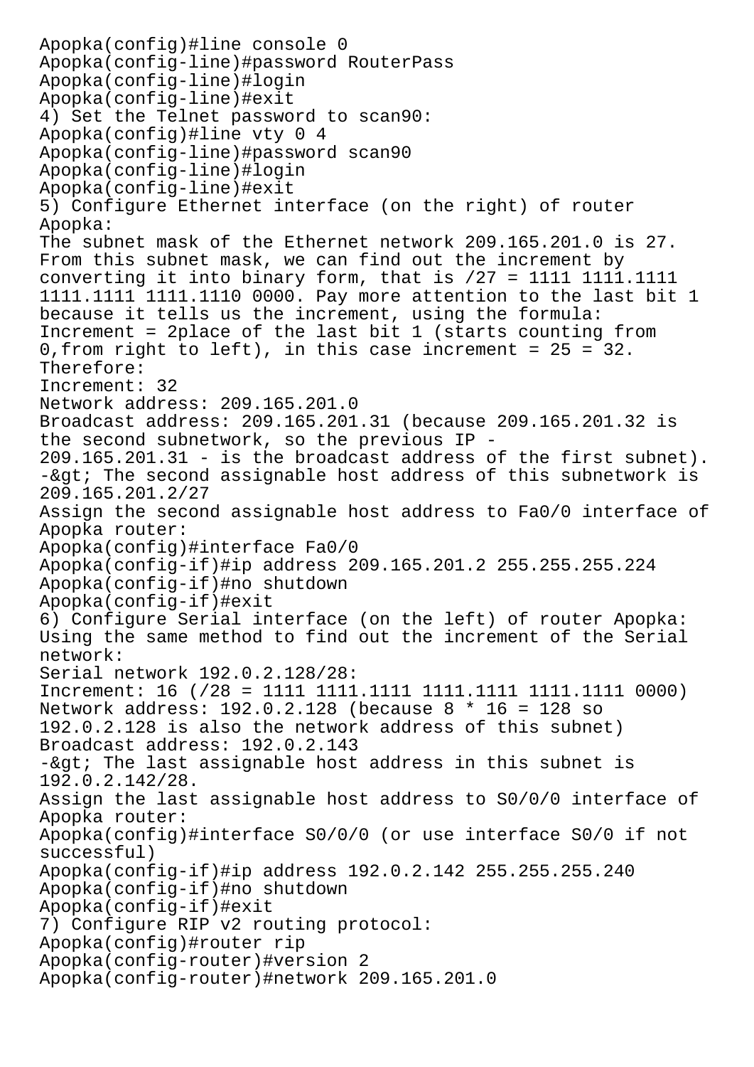```
Apopka(config)#line console 0
Apopka(config-line)#password RouterPass
Apopka(config-line)#login
Apopka(config-line)#exit
```

4) Set the Telnet password to scan90:

```
Apopka(config)#line vty 0 4
Apopka(config-line)#password scan90
Apopka(config-line)#login
Apopka(config-line)#exit
```

5) Configure Ethernet interface (on the right) of router Apopka:

The subnet mask of the Ethernet network 209.165.201.0 is 27. From this subnet mask, we can find out the increment by converting it into binary form, that is /27 = 1111 1111.1111 1111.1111 1111.1110 0000. Pay more attention to the last bit 1 because it tells us the increment, using the formula:

Increment = 2place of the last bit 1 (starts counting from 0,from right to left), in this case increment = 25 = 32.

Therefore:

Increment: 32

Network address: 209.165.201.0

Broadcast address: 209.165.201.31 (because 209.165.201.32 is the second subnetwork, so the previous IP - 209.165.201.31 - is the broadcast address of the first subnet).

-&gt; The second assignable host address of this subnetwork is 209.165.201.2/27

Assign the second assignable host address to Fa0/0 interface of Apopka router:

```
Apopka(config)#interface Fa0/0
Apopka(config-if)#ip address 209.165.201.2 255.255.255.224
Apopka(config-if)#no shutdown
Apopka(config-if)#exit
```

6) Configure Serial interface (on the left) of router Apopka:

Using the same method to find out the increment of the Serial network:

Serial network 192.0.2.128/28:

Increment: 16 (/28 = 1111 1111.1111 1111.1111 1111.1111 0000)

Network address: 192.0.2.128 (because 8 * 16 = 128 so 192.0.2.128 is also the network address of this subnet)

Broadcast address: 192.0.2.143

-&gt; The last assignable host address in this subnet is 192.0.2.142/28.

Assign the last assignable host address to S0/0/0 interface of Apopka router:

```
Apopka(config)#interface S0/0/0 (or use interface S0/0 if not successful)
Apopka(config-if)#ip address 192.0.2.142 255.255.255.240
Apopka(config-if)#no shutdown
Apopka(config-if)#exit
```

7) Configure RIP v2 routing protocol:

```
Apopka(config)#router rip
Apopka(config-router)#version 2
Apopka(config-router)#network 209.165.201.0
```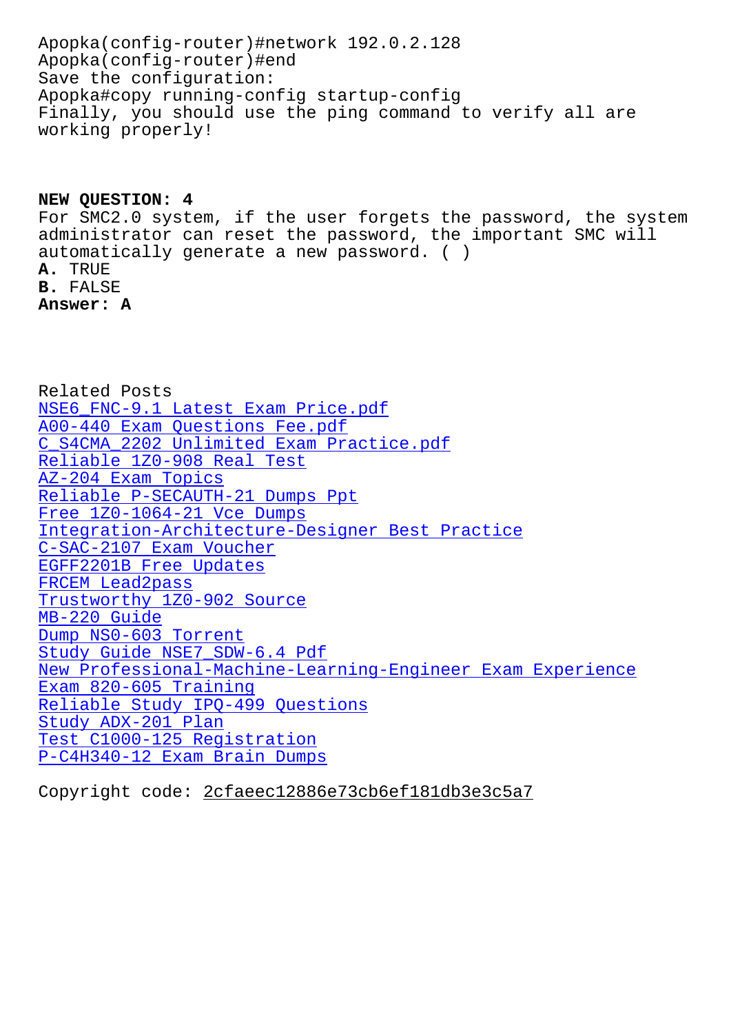Apopka(config-router)#network 192.0.2.128
Apopka(config-router)#end
Save the configuration:
Apopka#copy running-config startup-config
Finally, you should use the ping command to verify all are working properly!

**NEW QUESTION: 4**
For SMC2.0 system, if the user forgets the password, the system administrator can reset the password, the important SMC will automatically generate a new password. ( )
**A.** TRUE
**B.** FALSE
**Answer: A**

Related Posts
NSE6_FNC-9.1 Latest Exam Price.pdf
A00-440 Exam Questions Fee.pdf
C_S4CMA_2202 Unlimited Exam Practice.pdf
Reliable 1Z0-908 Real Test
AZ-204 Exam Topics
Reliable P-SECAUTH-21 Dumps Ppt
Free 1Z0-1064-21 Vce Dumps
Integration-Architecture-Designer Best Practice
C-SAC-2107 Exam Voucher
EGFF2201B Free Updates
FRCEM Lead2pass
Trustworthy 1Z0-902 Source
MB-220 Guide
Dump NS0-603 Torrent
Study Guide NSE7_SDW-6.4 Pdf
New Professional-Machine-Learning-Engineer Exam Experience
Exam 820-605 Training
Reliable Study IPQ-499 Questions
Study ADX-201 Plan
Test C1000-125 Registration
P-C4H340-12 Exam Brain Dumps

Copyright code: 2cfaeec12886e73cb6ef181db3e3c5a7